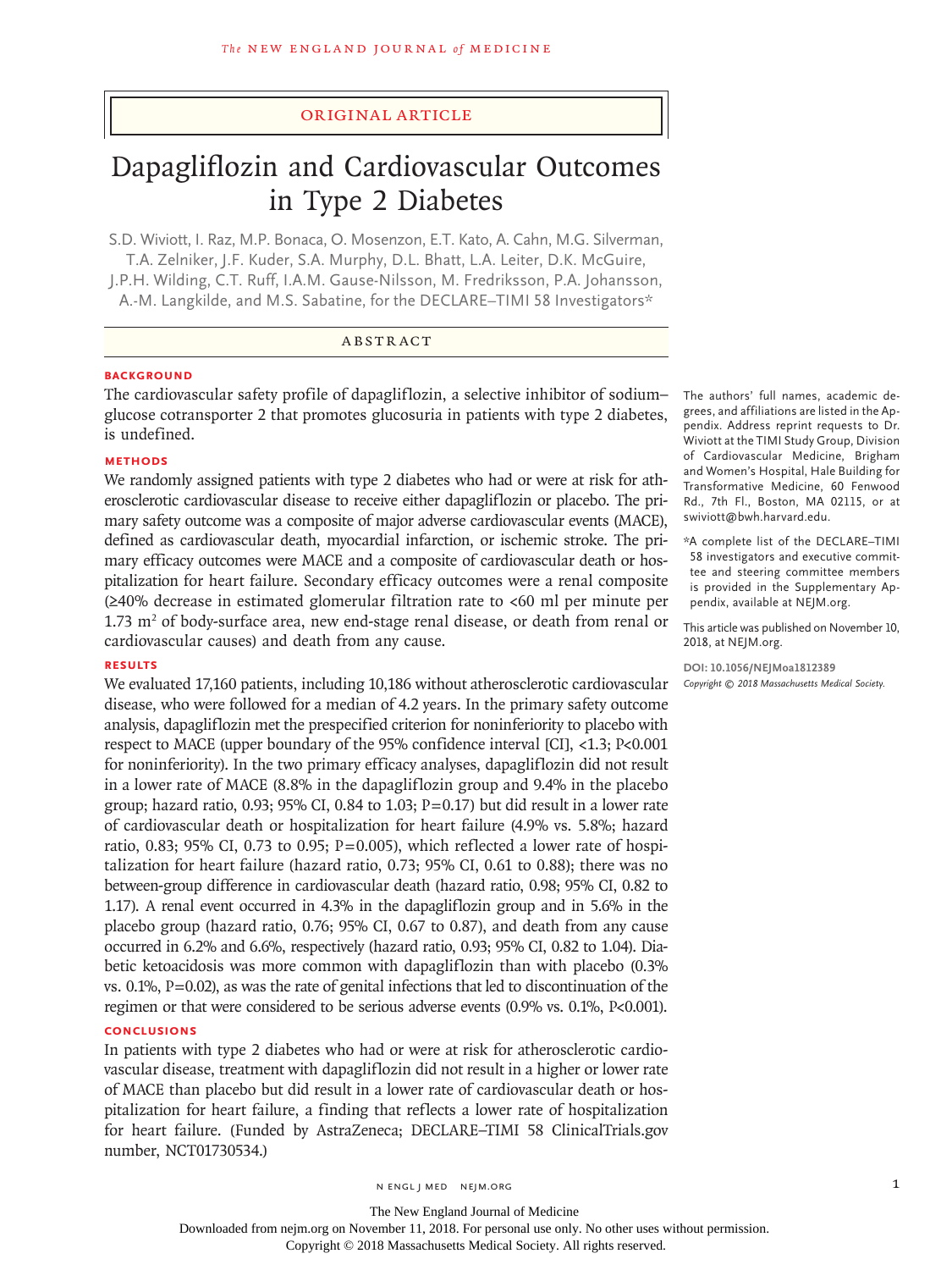ORIGINAL ARTICLE

# Dapagliflozin and Cardiovascular Outcomes in Type 2 Diabetes

S.D. Wiviott, I. Raz, M.P. Bonaca, O. Mosenzon, E.T. Kato, A. Cahn, M.G. Silverman, T.A. Zelniker, J.F. Kuder, S.A. Murphy, D.L. Bhatt, L.A. Leiter, D.K. McGuire, J.P.H. Wilding, C.T. Ruff, I.A.M. Gause-Nilsson, M. Fredriksson, P.A. Johansson, A.-M. Langkilde, and M.S. Sabatine, for the DECLARE–TIMI 58 Investigators*

## ABSTRACT

### BACKGROUND

The cardiovascular safety profile of dapagliflozin, a selective inhibitor of sodium–glucose cotransporter 2 that promotes glucosuria in patients with type 2 diabetes, is undefined.

### METHODS

We randomly assigned patients with type 2 diabetes who had or were at risk for atherosclerotic cardiovascular disease to receive either dapagliflozin or placebo. The primary safety outcome was a composite of major adverse cardiovascular events (MACE), defined as cardiovascular death, myocardial infarction, or ischemic stroke. The primary efficacy outcomes were MACE and a composite of cardiovascular death or hospitalization for heart failure. Secondary efficacy outcomes were a renal composite (≥40% decrease in estimated glomerular filtration rate to <60 ml per minute per 1.73 $m^2$ of body-surface area, new end-stage renal disease, or death from renal or cardiovascular causes) and death from any cause.

### RESULTS

We evaluated 17,160 patients, including 10,186 without atherosclerotic cardiovascular disease, who were followed for a median of 4.2 years. In the primary safety outcome analysis, dapagliflozin met the prespecified criterion for noninferiority to placebo with respect to MACE (upper boundary of the 95% confidence interval [CI], <1.3; P<0.001 for noninferiority). In the two primary efficacy analyses, dapagliflozin did not result in a lower rate of MACE (8.8% in the dapagliflozin group and 9.4% in the placebo group; hazard ratio, 0.93; 95% CI, 0.84 to 1.03; P=0.17) but did result in a lower rate of cardiovascular death or hospitalization for heart failure (4.9% vs. 5.8%; hazard ratio, 0.83; 95% CI, 0.73 to 0.95; P=0.005), which reflected a lower rate of hospitalization for heart failure (hazard ratio, 0.73; 95% CI, 0.61 to 0.88); there was no between-group difference in cardiovascular death (hazard ratio, 0.98; 95% CI, 0.82 to 1.17). A renal event occurred in 4.3% in the dapagliflozin group and in 5.6% in the placebo group (hazard ratio, 0.76; 95% CI, 0.67 to 0.87), and death from any cause occurred in 6.2% and 6.6%, respectively (hazard ratio, 0.93; 95% CI, 0.82 to 1.04). Diabetic ketoacidosis was more common with dapagliflozin than with placebo (0.3% vs. 0.1%, P=0.02), as was the rate of genital infections that led to discontinuation of the regimen or that were considered to be serious adverse events (0.9% vs. 0.1%, P<0.001).

### CONCLUSIONS

In patients with type 2 diabetes who had or were at risk for atherosclerotic cardiovascular disease, treatment with dapagliflozin did not result in a higher or lower rate of MACE than placebo but did result in a lower rate of cardiovascular death or hospitalization for heart failure, a finding that reflects a lower rate of hospitalization for heart failure. (Funded by AstraZeneca; DECLARE–TIMI 58 ClinicalTrials.gov number, NCT01730534.)

The authors' full names, academic degrees, and affiliations are listed in the Appendix. Address reprint requests to Dr. Wiviott at the TIMI Study Group, Division of Cardiovascular Medicine, Brigham and Women's Hospital, Hale Building for Transformative Medicine, 60 Fenwood Rd., 7th Fl., Boston, MA 02115, or at swiviott@bwh.harvard.edu.

*A complete list of the DECLARE–TIMI 58 investigators and executive committee and steering committee members is provided in the Supplementary Appendix, available at NEJM.org.

This article was published on November 10, 2018, at NEJM.org.

DOI: 10.1056/NEJMoa1812389
*Copyright © 2018 Massachusetts Medical Society.*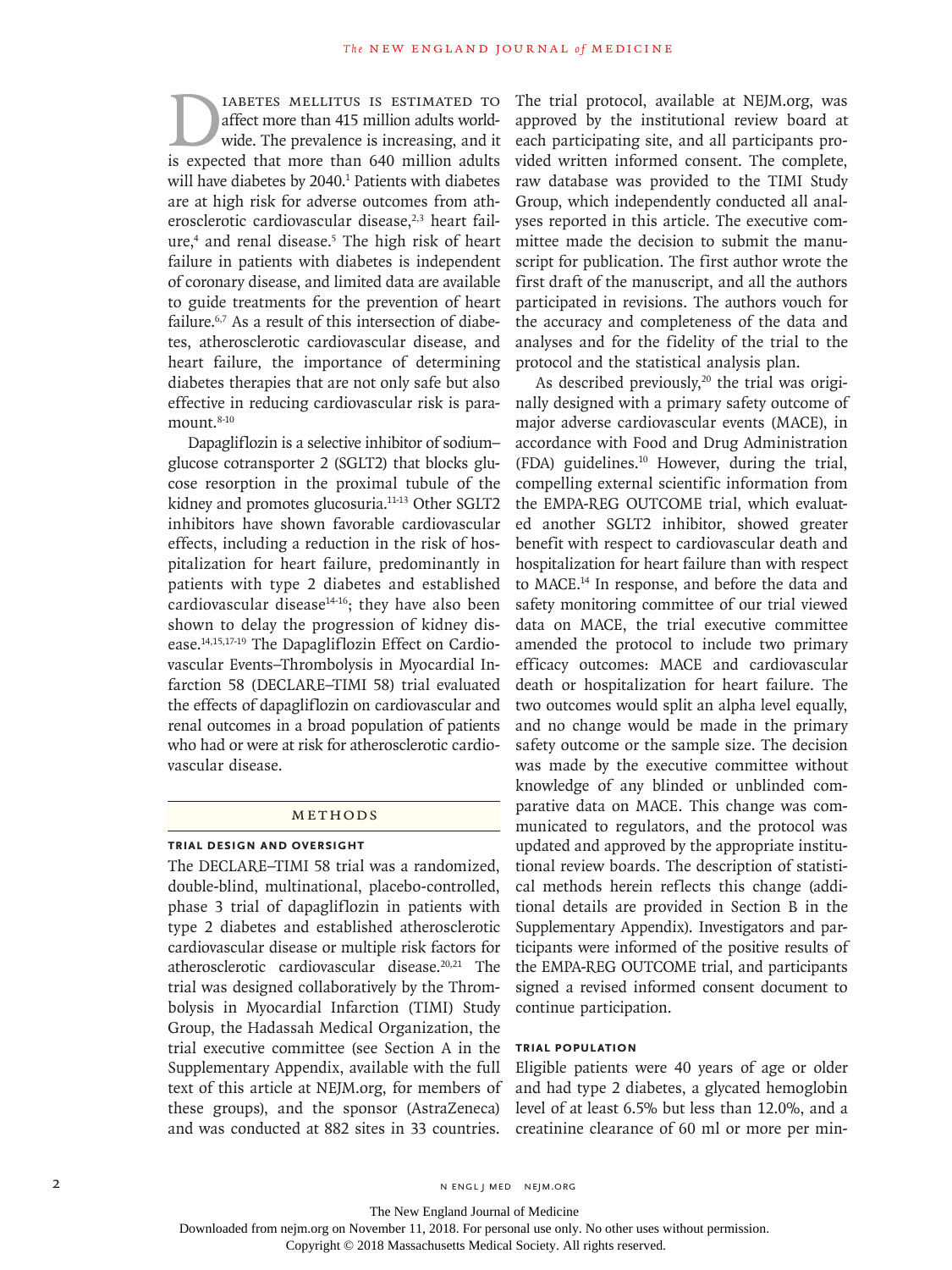Diabetes mellitus is estimated to affect more than 415 million adults worldwide. The prevalence is increasing, and it is expected that more than 640 million adults will have diabetes by 2040.[1] Patients with diabetes are at high risk for adverse outcomes from atherosclerotic cardiovascular disease,[2,3] heart failure,[4] and renal disease.[5] The high risk of heart failure in patients with diabetes is independent of coronary disease, and limited data are available to guide treatments for the prevention of heart failure.[6,7] As a result of this intersection of diabetes, atherosclerotic cardiovascular disease, and heart failure, the importance of determining diabetes therapies that are not only safe but also effective in reducing cardiovascular risk is paramount.[8-10]

Dapagliflozin is a selective inhibitor of sodium–glucose cotransporter 2 (SGLT2) that blocks glucose resorption in the proximal tubule of the kidney and promotes glucosuria.[11-13] Other SGLT2 inhibitors have shown favorable cardiovascular effects, including a reduction in the risk of hospitalization for heart failure, predominantly in patients with type 2 diabetes and established cardiovascular disease[14-16]; they have also been shown to delay the progression of kidney disease.[14,15,17-19] The Dapagliflozin Effect on Cardiovascular Events–Thrombolysis in Myocardial Infarction 58 (DECLARE–TIMI 58) trial evaluated the effects of dapagliflozin on cardiovascular and renal outcomes in a broad population of patients who had or were at risk for atherosclerotic cardiovascular disease.

## Methods

### Trial Design and Oversight

The DECLARE–TIMI 58 trial was a randomized, double-blind, multinational, placebo-controlled, phase 3 trial of dapagliflozin in patients with type 2 diabetes and established atherosclerotic cardiovascular disease or multiple risk factors for atherosclerotic cardiovascular disease.[20,21] The trial was designed collaboratively by the Thrombolysis in Myocardial Infarction (TIMI) Study Group, the Hadassah Medical Organization, the trial executive committee (see Section A in the Supplementary Appendix, available with the full text of this article at NEJM.org, for members of these groups), and the sponsor (AstraZeneca) and was conducted at 882 sites in 33 countries. The trial protocol, available at NEJM.org, was approved by the institutional review board at each participating site, and all participants provided written informed consent. The complete, raw database was provided to the TIMI Study Group, which independently conducted all analyses reported in this article. The executive committee made the decision to submit the manuscript for publication. The first author wrote the first draft of the manuscript, and all the authors participated in revisions. The authors vouch for the accuracy and completeness of the data and analyses and for the fidelity of the trial to the protocol and the statistical analysis plan.

As described previously,[20] the trial was originally designed with a primary safety outcome of major adverse cardiovascular events (MACE), in accordance with Food and Drug Administration (FDA) guidelines.[10] However, during the trial, compelling external scientific information from the EMPA-REG OUTCOME trial, which evaluated another SGLT2 inhibitor, showed greater benefit with respect to cardiovascular death and hospitalization for heart failure than with respect to MACE.[14] In response, and before the data and safety monitoring committee of our trial viewed data on MACE, the trial executive committee amended the protocol to include two primary efficacy outcomes: MACE and cardiovascular death or hospitalization for heart failure. The two outcomes would split an alpha level equally, and no change would be made in the primary safety outcome or the sample size. The decision was made by the executive committee without knowledge of any blinded or unblinded comparative data on MACE. This change was communicated to regulators, and the protocol was updated and approved by the appropriate institutional review boards. The description of statistical methods herein reflects this change (additional details are provided in Section B in the Supplementary Appendix). Investigators and participants were informed of the positive results of the EMPA-REG OUTCOME trial, and participants signed a revised informed consent document to continue participation.

### Trial Population

Eligible patients were 40 years of age or older and had type 2 diabetes, a glycated hemoglobin level of at least 6.5% but less than 12.0%, and a creatinine clearance of 60 ml or more per min-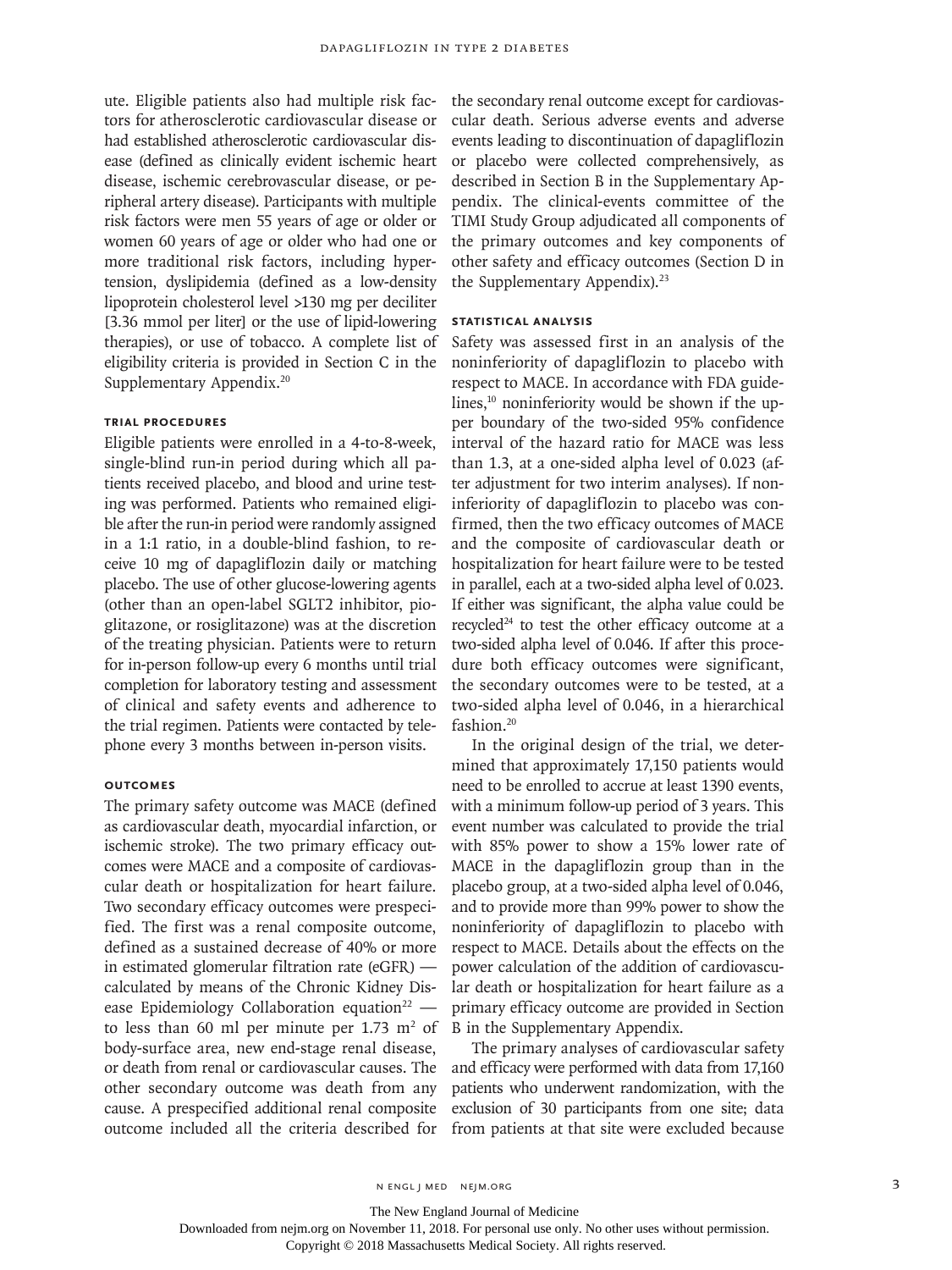ute. Eligible patients also had multiple risk factors for atherosclerotic cardiovascular disease or had established atherosclerotic cardiovascular disease (defined as clinically evident ischemic heart disease, ischemic cerebrovascular disease, or peripheral artery disease). Participants with multiple risk factors were men 55 years of age or older or women 60 years of age or older who had one or more traditional risk factors, including hypertension, dyslipidemia (defined as a low-density lipoprotein cholesterol level >130 mg per deciliter [3.36 mmol per liter] or the use of lipid-lowering therapies), or use of tobacco. A complete list of eligibility criteria is provided in Section C in the Supplementary Appendix.[20]

### Trial Procedures

Eligible patients were enrolled in a 4-to-8-week, single-blind run-in period during which all patients received placebo, and blood and urine testing was performed. Patients who remained eligible after the run-in period were randomly assigned in a 1:1 ratio, in a double-blind fashion, to receive 10 mg of dapagliflozin daily or matching placebo. The use of other glucose-lowering agents (other than an open-label SGLT2 inhibitor, pioglitazone, or rosiglitazone) was at the discretion of the treating physician. Patients were to return for in-person follow-up every 6 months until trial completion for laboratory testing and assessment of clinical and safety events and adherence to the trial regimen. Patients were contacted by telephone every 3 months between in-person visits.

### Outcomes

The primary safety outcome was MACE (defined as cardiovascular death, myocardial infarction, or ischemic stroke). The two primary efficacy outcomes were MACE and a composite of cardiovascular death or hospitalization for heart failure. Two secondary efficacy outcomes were prespecified. The first was a renal composite outcome, defined as a sustained decrease of 40% or more in estimated glomerular filtration rate (eGFR) — calculated by means of the Chronic Kidney Disease Epidemiology Collaboration equation[22] — to less than 60 ml per minute per 1.73 $m^2$ of body-surface area, new end-stage renal disease, or death from renal or cardiovascular causes. The other secondary outcome was death from any cause. A prespecified additional renal composite outcome included all the criteria described for the secondary renal outcome except for cardiovascular death. Serious adverse events and adverse events leading to discontinuation of dapagliflozin or placebo were collected comprehensively, as described in Section B in the Supplementary Appendix. The clinical-events committee of the TIMI Study Group adjudicated all components of the primary outcomes and key components of other safety and efficacy outcomes (Section D in the Supplementary Appendix).[23]

### Statistical Analysis

Safety was assessed first in an analysis of the noninferiority of dapagliflozin to placebo with respect to MACE. In accordance with FDA guidelines,[10] noninferiority would be shown if the upper boundary of the two-sided 95% confidence interval of the hazard ratio for MACE was less than 1.3, at a one-sided alpha level of 0.023 (after adjustment for two interim analyses). If noninferiority of dapagliflozin to placebo was confirmed, then the two efficacy outcomes of MACE and the composite of cardiovascular death or hospitalization for heart failure were to be tested in parallel, each at a two-sided alpha level of 0.023. If either was significant, the alpha value could be recycled[24] to test the other efficacy outcome at a two-sided alpha level of 0.046. If after this procedure both efficacy outcomes were significant, the secondary outcomes were to be tested, at a two-sided alpha level of 0.046, in a hierarchical fashion.[20]

In the original design of the trial, we determined that approximately 17,150 patients would need to be enrolled to accrue at least 1390 events, with a minimum follow-up period of 3 years. This event number was calculated to provide the trial with 85% power to show a 15% lower rate of MACE in the dapagliflozin group than in the placebo group, at a two-sided alpha level of 0.046, and to provide more than 99% power to show the noninferiority of dapagliflozin to placebo with respect to MACE. Details about the effects on the power calculation of the addition of cardiovascular death or hospitalization for heart failure as a primary efficacy outcome are provided in Section B in the Supplementary Appendix.

The primary analyses of cardiovascular safety and efficacy were performed with data from 17,160 patients who underwent randomization, with the exclusion of 30 participants from one site; data from patients at that site were excluded because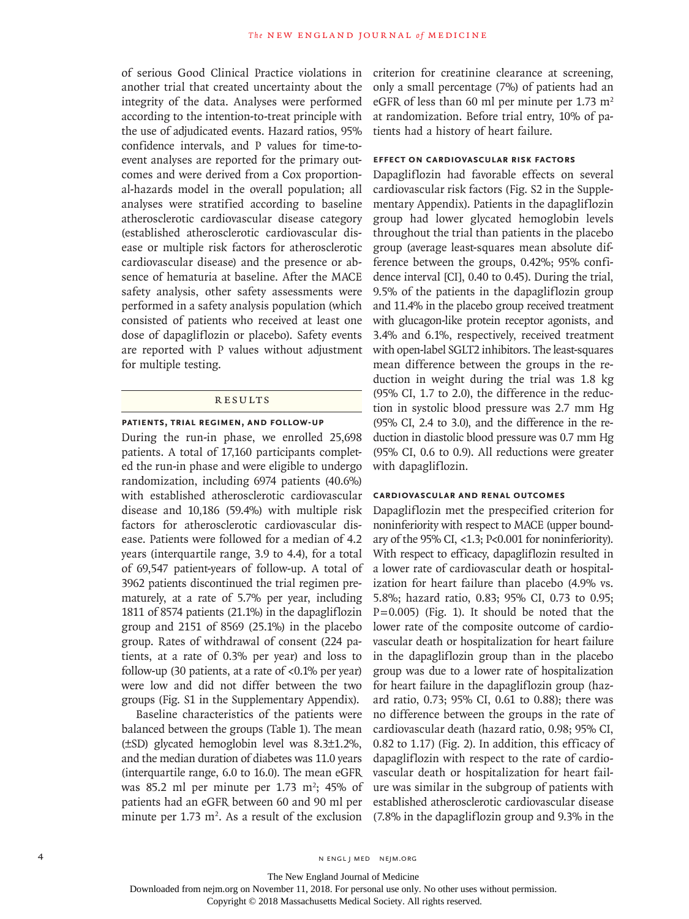of serious Good Clinical Practice violations in another trial that created uncertainty about the integrity of the data. Analyses were performed according to the intention-to-treat principle with the use of adjudicated events. Hazard ratios, 95% confidence intervals, and P values for time-to-event analyses are reported for the primary outcomes and were derived from a Cox proportional-hazards model in the overall population; all analyses were stratified according to baseline atherosclerotic cardiovascular disease category (established atherosclerotic cardiovascular disease or multiple risk factors for atherosclerotic cardiovascular disease) and the presence or absence of hematuria at baseline. After the MACE safety analysis, other safety assessments were performed in a safety analysis population (which consisted of patients who received at least one dose of dapagliflozin or placebo). Safety events are reported with P values without adjustment for multiple testing.

## RESULTS

### PATIENTS, TRIAL REGIMEN, AND FOLLOW-UP

During the run-in phase, we enrolled 25,698 patients. A total of 17,160 participants completed the run-in phase and were eligible to undergo randomization, including 6974 patients (40.6%) with established atherosclerotic cardiovascular disease and 10,186 (59.4%) with multiple risk factors for atherosclerotic cardiovascular disease. Patients were followed for a median of 4.2 years (interquartile range, 3.9 to 4.4), for a total of 69,547 patient-years of follow-up. A total of 3962 patients discontinued the trial regimen prematurely, at a rate of 5.7% per year, including 1811 of 8574 patients (21.1%) in the dapagliflozin group and 2151 of 8569 (25.1%) in the placebo group. Rates of withdrawal of consent (224 patients, at a rate of 0.3% per year) and loss to follow-up (30 patients, at a rate of <0.1% per year) were low and did not differ between the two groups (Fig. S1 in the Supplementary Appendix).

Baseline characteristics of the patients were balanced between the groups (Table 1). The mean (±SD) glycated hemoglobin level was 8.3±1.2%, and the median duration of diabetes was 11.0 years (interquartile range, 6.0 to 16.0). The mean eGFR was 85.2 ml per minute per 1.73 $m^2$; 45% of patients had an eGFR between 60 and 90 ml per minute per 1.73 $m^2$. As a result of the exclusion criterion for creatinine clearance at screening, only a small percentage (7%) of patients had an eGFR of less than 60 ml per minute per 1.73 $m^2$ at randomization. Before trial entry, 10% of patients had a history of heart failure.

### EFFECT ON CARDIOVASCULAR RISK FACTORS

Dapagliflozin had favorable effects on several cardiovascular risk factors (Fig. S2 in the Supplementary Appendix). Patients in the dapagliflozin group had lower glycated hemoglobin levels throughout the trial than patients in the placebo group (average least-squares mean absolute difference between the groups, 0.42%; 95% confidence interval [CI], 0.40 to 0.45). During the trial, 9.5% of the patients in the dapagliflozin group and 11.4% in the placebo group received treatment with glucagon-like protein receptor agonists, and 3.4% and 6.1%, respectively, received treatment with open-label SGLT2 inhibitors. The least-squares mean difference between the groups in the reduction in weight during the trial was 1.8 kg (95% CI, 1.7 to 2.0), the difference in the reduction in systolic blood pressure was 2.7 mm Hg (95% CI, 2.4 to 3.0), and the difference in the reduction in diastolic blood pressure was 0.7 mm Hg (95% CI, 0.6 to 0.9). All reductions were greater with dapagliflozin.

### CARDIOVASCULAR AND RENAL OUTCOMES

Dapagliflozin met the prespecified criterion for noninferiority with respect to MACE (upper boundary of the 95% CI, <1.3; P<0.001 for noninferiority). With respect to efficacy, dapagliflozin resulted in a lower rate of cardiovascular death or hospitalization for heart failure than placebo (4.9% vs. 5.8%; hazard ratio, 0.83; 95% CI, 0.73 to 0.95; P=0.005) (Fig. 1). It should be noted that the lower rate of the composite outcome of cardiovascular death or hospitalization for heart failure in the dapagliflozin group than in the placebo group was due to a lower rate of hospitalization for heart failure in the dapagliflozin group (hazard ratio, 0.73; 95% CI, 0.61 to 0.88); there was no difference between the groups in the rate of cardiovascular death (hazard ratio, 0.98; 95% CI, 0.82 to 1.17) (Fig. 2). In addition, this efficacy of dapagliflozin with respect to the rate of cardiovascular death or hospitalization for heart failure was similar in the subgroup of patients with established atherosclerotic cardiovascular disease (7.8% in the dapagliflozin group and 9.3% in the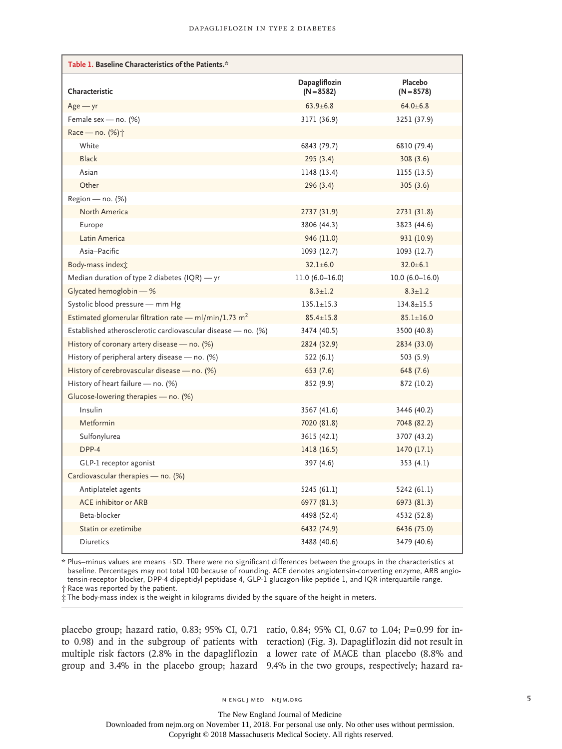**Table 1. Baseline Characteristics of the Patients.***

| Characteristic | Dapagliflozin (N=8582) | Placebo (N=8578) |
|---|---|---|
| Age — yr | 63.9±6.8 | 64.0±6.8 |
| Female sex — no. (%) | 3171 (36.9) | 3251 (37.9) |
| Race — no. (%)† | | |
| White | 6843 (79.7) | 6810 (79.4) |
| Black | 295 (3.4) | 308 (3.6) |
| Asian | 1148 (13.4) | 1155 (13.5) |
| Other | 296 (3.4) | 305 (3.6) |
| Region — no. (%) | | |
| North America | 2737 (31.9) | 2731 (31.8) |
| Europe | 3806 (44.3) | 3823 (44.6) |
| Latin America | 946 (11.0) | 931 (10.9) |
| Asia–Pacific | 1093 (12.7) | 1093 (12.7) |
| Body-mass index‡ | 32.1±6.0 | 32.0±6.1 |
| Median duration of type 2 diabetes (IQR) — yr | 11.0 (6.0–16.0) | 10.0 (6.0–16.0) |
| Glycated hemoglobin — % | 8.3±1.2 | 8.3±1.2 |
| Systolic blood pressure — mm Hg | 135.1±15.3 | 134.8±15.5 |
| Estimated glomerular filtration rate — ml/min/1.73 $m^2$ | 85.4±15.8 | 85.1±16.0 |
| Established atherosclerotic cardiovascular disease — no. (%) | 3474 (40.5) | 3500 (40.8) |
| History of coronary artery disease — no. (%) | 2824 (32.9) | 2834 (33.0) |
| History of peripheral artery disease — no. (%) | 522 (6.1) | 503 (5.9) |
| History of cerebrovascular disease — no. (%) | 653 (7.6) | 648 (7.6) |
| History of heart failure — no. (%) | 852 (9.9) | 872 (10.2) |
| Glucose-lowering therapies — no. (%) | | |
| Insulin | 3567 (41.6) | 3446 (40.2) |
| Metformin | 7020 (81.8) | 7048 (82.2) |
| Sulfonylurea | 3615 (42.1) | 3707 (43.2) |
| DPP-4 | 1418 (16.5) | 1470 (17.1) |
| GLP-1 receptor agonist | 397 (4.6) | 353 (4.1) |
| Cardiovascular therapies — no. (%) | | |
| Antiplatelet agents | 5245 (61.1) | 5242 (61.1) |
| ACE inhibitor or ARB | 6977 (81.3) | 6973 (81.3) |
| Beta-blocker | 4498 (52.4) | 4532 (52.8) |
| Statin or ezetimibe | 6432 (74.9) | 6436 (75.0) |
| Diuretics | 3488 (40.6) | 3479 (40.6) |

\* Plus–minus values are means ±SD. There were no significant differences between the groups in the characteristics at baseline. Percentages may not total 100 because of rounding. ACE denotes angiotensin-converting enzyme, ARB angiotensin-receptor blocker, DPP-4 dipeptidyl peptidase 4, GLP-1 glucagon-like peptide 1, and IQR interquartile range.
† Race was reported by the patient.
‡ The body-mass index is the weight in kilograms divided by the square of the height in meters.

placebo group; hazard ratio, 0.83; 95% CI, 0.71 to 0.98) and in the subgroup of patients with multiple risk factors (2.8% in the dapagliflozin group and 3.4% in the placebo group; hazard ratio, 0.84; 95% CI, 0.67 to 1.04; P=0.99 for interaction) (Fig. 3). Dapagliflozin did not result in a lower rate of MACE than placebo (8.8% and 9.4% in the two groups, respectively; hazard ra-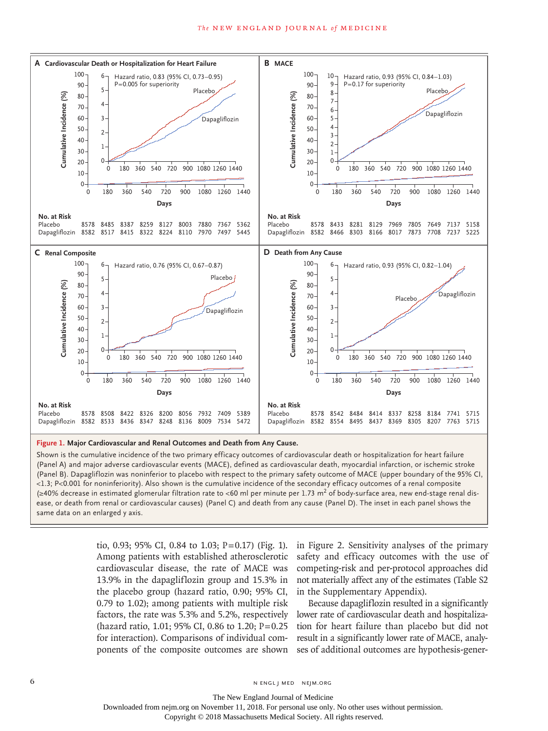**A Cardiovascular Death or Hospitalization for Heart Failure**

Hazard ratio, 0.83 (95% CI, 0.73–0.95)
P=0.005 for superiority

| No. at Risk | | | | | | | | | |
|---|---|---|---|---|---|---|---|---|---|
| Placebo | 8578 | 8485 | 8387 | 8259 | 8127 | 8003 | 7880 | 7367 | 5362 |
| Dapagliflozin | 8582 | 8517 | 8415 | 8322 | 8224 | 8110 | 7970 | 7497 | 5445 |

**B MACE**

Hazard ratio, 0.93 (95% CI, 0.84–1.03)
P=0.17 for superiority

| No. at Risk | | | | | | | | | |
|---|---|---|---|---|---|---|---|---|---|
| Placebo | 8578 | 8433 | 8281 | 8129 | 7969 | 7805 | 7649 | 7137 | 5158 |
| Dapagliflozin | 8582 | 8466 | 8303 | 8166 | 8017 | 7873 | 7708 | 7237 | 5225 |

**C Renal Composite**

Hazard ratio, 0.76 (95% CI, 0.67–0.87)

| No. at Risk | | | | | | | | | |
|---|---|---|---|---|---|---|---|---|---|
| Placebo | 8578 | 8508 | 8422 | 8326 | 8200 | 8056 | 7932 | 7409 | 5389 |
| Dapagliflozin | 8582 | 8533 | 8436 | 8347 | 8248 | 8136 | 8009 | 7534 | 5472 |

**D Death from Any Cause**

Hazard ratio, 0.93 (95% CI, 0.82–1.04)

| No. at Risk | | | | | | | | | |
|---|---|---|---|---|---|---|---|---|---|
| Placebo | 8578 | 8542 | 8484 | 8414 | 8337 | 8258 | 8184 | 7741 | 5715 |
| Dapagliflozin | 8582 | 8554 | 8495 | 8437 | 8369 | 8305 | 8207 | 7763 | 5715 |

**Figure 1. Major Cardiovascular and Renal Outcomes and Death from Any Cause.**

Shown is the cumulative incidence of the two primary efficacy outcomes of cardiovascular death or hospitalization for heart failure (Panel A) and major adverse cardiovascular events (MACE), defined as cardiovascular death, myocardial infarction, or ischemic stroke (Panel B). Dapagliflozin was noninferior to placebo with respect to the primary safety outcome of MACE (upper boundary of the 95% CI, <1.3; P<0.001 for noninferiority). Also shown is the cumulative incidence of the secondary efficacy outcomes of a renal composite (≥40% decrease in estimated glomerular filtration rate to <60 ml per minute per 1.73 $m^2$ of body-surface area, new end-stage renal disease, or death from renal or cardiovascular causes) (Panel C) and death from any cause (Panel D). The inset in each panel shows the same data on an enlarged y axis.

tio, 0.93; 95% CI, 0.84 to 1.03; P=0.17) (Fig. 1). Among patients with established atherosclerotic cardiovascular disease, the rate of MACE was 13.9% in the dapagliflozin group and 15.3% in the placebo group (hazard ratio, 0.90; 95% CI, 0.79 to 1.02); among patients with multiple risk factors, the rate was 5.3% and 5.2%, respectively (hazard ratio, 1.01; 95% CI, 0.86 to 1.20; P=0.25 for interaction). Comparisons of individual components of the composite outcomes are shown in Figure 2. Sensitivity analyses of the primary safety and efficacy outcomes with the use of competing-risk and per-protocol approaches did not materially affect any of the estimates (Table S2 in the Supplementary Appendix).

Because dapagliflozin resulted in a significantly lower rate of cardiovascular death and hospitalization for heart failure than placebo but did not result in a significantly lower rate of MACE, analyses of additional outcomes are hypothesis-gener-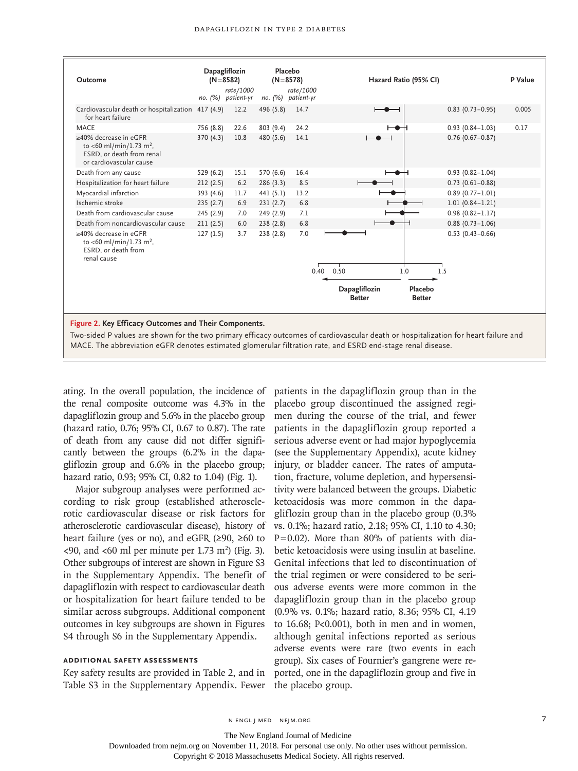| Outcome | Dapagliflozin (N=8582) no. (%) | Dapagliflozin rate/1000 patient-yr | Placebo (N=8578) no. (%) | Placebo rate/1000 patient-yr | Hazard Ratio (95% CI) | P Value |
|---|---|---|---|---|---|---|
| Cardiovascular death or hospitalization for heart failure | 417 (4.9) | 12.2 | 496 (5.8) | 14.7 | 0.83 (0.73–0.95) | 0.005 |
| MACE | 756 (8.8) | 22.6 | 803 (9.4) | 24.2 | 0.93 (0.84–1.03) | 0.17 |
| ≥40% decrease in eGFR to <60 ml/min/1.73 m², ESRD, or death from renal or cardiovascular cause | 370 (4.3) | 10.8 | 480 (5.6) | 14.1 | 0.76 (0.67–0.87) | |
| Death from any cause | 529 (6.2) | 15.1 | 570 (6.6) | 16.4 | 0.93 (0.82–1.04) | |
| Hospitalization for heart failure | 212 (2.5) | 6.2 | 286 (3.3) | 8.5 | 0.73 (0.61–0.88) | |
| Myocardial infarction | 393 (4.6) | 11.7 | 441 (5.1) | 13.2 | 0.89 (0.77–1.01) | |
| Ischemic stroke | 235 (2.7) | 6.9 | 231 (2.7) | 6.8 | 1.01 (0.84–1.21) | |
| Death from cardiovascular cause | 245 (2.9) | 7.0 | 249 (2.9) | 7.1 | 0.98 (0.82–1.17) | |
| Death from noncardiovascular cause | 211 (2.5) | 6.0 | 238 (2.8) | 6.8 | 0.88 (0.73–1.06) | |
| ≥40% decrease in eGFR to <60 ml/min/1.73 m², ESRD, or death from renal cause | 127 (1.5) | 3.7 | 238 (2.8) | 7.0 | 0.53 (0.43–0.66) | |

(Forest plot axis: 0.40, 0.50, 1.0, 1.5; ← Dapagliflozin Better | Placebo Better →)

**Figure 2. Key Efficacy Outcomes and Their Components.**

Two-sided P values are shown for the two primary efficacy outcomes of cardiovascular death or hospitalization for heart failure and MACE. The abbreviation eGFR denotes estimated glomerular filtration rate, and ESRD end-stage renal disease.

ating. In the overall population, the incidence of the renal composite outcome was 4.3% in the dapagliflozin group and 5.6% in the placebo group (hazard ratio, 0.76; 95% CI, 0.67 to 0.87). The rate of death from any cause did not differ significantly between the groups (6.2% in the dapagliflozin group and 6.6% in the placebo group; hazard ratio, 0.93; 95% CI, 0.82 to 1.04) (Fig. 1).

Major subgroup analyses were performed according to risk group (established atherosclerotic cardiovascular disease or risk factors for atherosclerotic cardiovascular disease), history of heart failure (yes or no), and eGFR (≥90, ≥60 to <90, and <60 ml per minute per 1.73 m²) (Fig. 3). Other subgroups of interest are shown in Figure S3 in the Supplementary Appendix. The benefit of dapagliflozin with respect to cardiovascular death or hospitalization for heart failure tended to be similar across subgroups. Additional component outcomes in key subgroups are shown in Figures S4 through S6 in the Supplementary Appendix.

### ADDITIONAL SAFETY ASSESSMENTS

Key safety results are provided in Table 2, and in Table S3 in the Supplementary Appendix. Fewer patients in the dapagliflozin group than in the placebo group discontinued the assigned regimen during the course of the trial, and fewer patients in the dapagliflozin group reported a serious adverse event or had major hypoglycemia (see the Supplementary Appendix), acute kidney injury, or bladder cancer. The rates of amputation, fracture, volume depletion, and hypersensitivity were balanced between the groups. Diabetic ketoacidosis was more common in the dapagliflozin group than in the placebo group (0.3% vs. 0.1%; hazard ratio, 2.18; 95% CI, 1.10 to 4.30; P=0.02). More than 80% of patients with diabetic ketoacidosis were using insulin at baseline. Genital infections that led to discontinuation of the trial regimen or were considered to be serious adverse events were more common in the dapagliflozin group than in the placebo group (0.9% vs. 0.1%; hazard ratio, 8.36; 95% CI, 4.19 to 16.68; P<0.001), both in men and in women, although genital infections reported as serious adverse events were rare (two events in each group). Six cases of Fournier's gangrene were reported, one in the dapagliflozin group and five in the placebo group.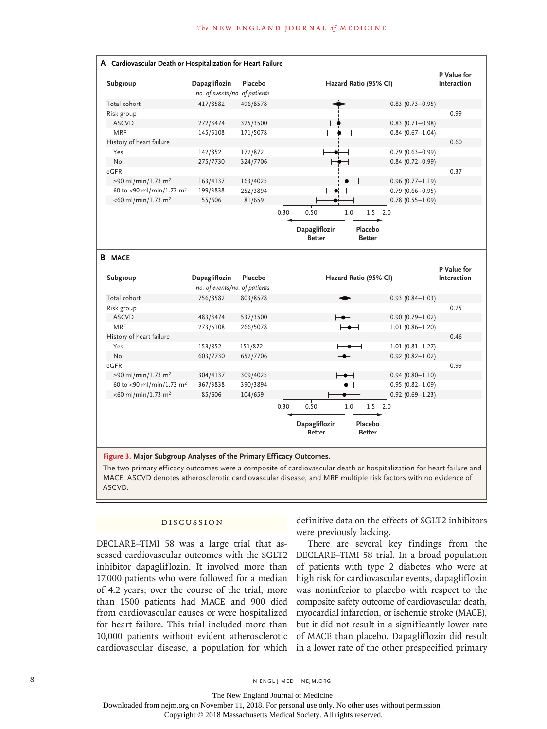**A Cardiovascular Death or Hospitalization for Heart Failure**

| Subgroup | Dapagliflozin | Placebo | Hazard Ratio (95% CI) | P Value for Interaction |
|---|---|---|---|---|
| | *no. of events/no. of patients* | | | |
| Total cohort | 417/8582 | 496/8578 | 0.83 (0.73–0.95) | |
| Risk group | | | | 0.99 |
| ASCVD | 272/3474 | 325/3500 | 0.83 (0.71–0.98) | |
| MRF | 145/5108 | 171/5078 | 0.84 (0.67–1.04) | |
| History of heart failure | | | | 0.60 |
| Yes | 142/852 | 172/872 | 0.79 (0.63–0.99) | |
| No | 275/7730 | 324/7706 | 0.84 (0.72–0.99) | |
| eGFR | | | | 0.37 |
| ≥90 ml/min/1.73 $m^2$ | 163/4137 | 163/4025 | 0.96 (0.77–1.19) | |
| 60 to <90 ml/min/1.73 $m^2$ | 199/3838 | 252/3894 | 0.79 (0.66–0.95) | |
| <60 ml/min/1.73 $m^2$ | 55/606 | 81/659 | 0.78 (0.55–1.09) | |

Axis: 0.30, 0.50, 1.0, 1.5, 2.0 — ← Dapagliflozin Better | Placebo Better →

**B MACE**

| Subgroup | Dapagliflozin | Placebo | Hazard Ratio (95% CI) | P Value for Interaction |
|---|---|---|---|---|
| | *no. of events/no. of patients* | | | |
| Total cohort | 756/8582 | 803/8578 | 0.93 (0.84–1.03) | |
| Risk group | | | | 0.25 |
| ASCVD | 483/3474 | 537/3500 | 0.90 (0.79–1.02) | |
| MRF | 273/5108 | 266/5078 | 1.01 (0.86–1.20) | |
| History of heart failure | | | | 0.46 |
| Yes | 153/852 | 151/872 | 1.01 (0.81–1.27) | |
| No | 603/7730 | 652/7706 | 0.92 (0.82–1.02) | |
| eGFR | | | | 0.99 |
| ≥90 ml/min/1.73 $m^2$ | 304/4137 | 309/4025 | 0.94 (0.80–1.10) | |
| 60 to <90 ml/min/1.73 $m^2$ | 367/3838 | 390/3894 | 0.95 (0.82–1.09) | |
| <60 ml/min/1.73 $m^2$ | 85/606 | 104/659 | 0.92 (0.69–1.23) | |

Axis: 0.30, 0.50, 1.0, 1.5, 2.0 — ← Dapagliflozin Better | Placebo Better →

**Figure 3. Major Subgroup Analyses of the Primary Efficacy Outcomes.**

The two primary efficacy outcomes were a composite of cardiovascular death or hospitalization for heart failure and MACE. ASCVD denotes atherosclerotic cardiovascular disease, and MRF multiple risk factors with no evidence of ASCVD.

## DISCUSSION

DECLARE–TIMI 58 was a large trial that assessed cardiovascular outcomes with the SGLT2 inhibitor dapagliflozin. It involved more than 17,000 patients who were followed for a median of 4.2 years; over the course of the trial, more than 1500 patients had MACE and 900 died from cardiovascular causes or were hospitalized for heart failure. This trial included more than 10,000 patients without evident atherosclerotic cardiovascular disease, a population for which definitive data on the effects of SGLT2 inhibitors were previously lacking.

There are several key findings from the DECLARE–TIMI 58 trial. In a broad population of patients with type 2 diabetes who were at high risk for cardiovascular events, dapagliflozin was noninferior to placebo with respect to the composite safety outcome of cardiovascular death, myocardial infarction, or ischemic stroke (MACE), but it did not result in a significantly lower rate of MACE than placebo. Dapagliflozin did result in a lower rate of the other prespecified primary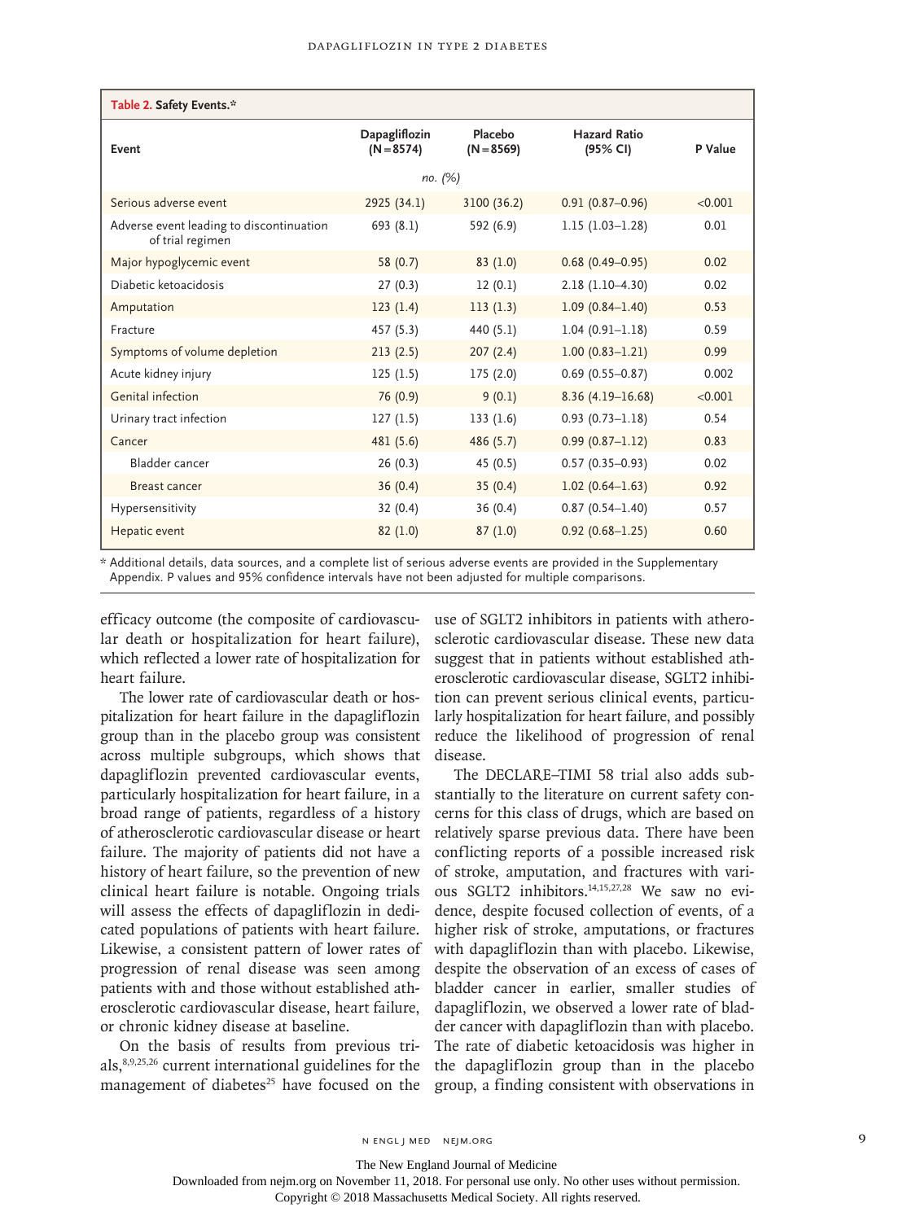**Table 2. Safety Events.***

| Event | Dapagliflozin (N=8574) | Placebo (N=8569) | Hazard Ratio (95% CI) | P Value |
|---|---|---|---|---|
| | *no. (%)* | | | |
| Serious adverse event | 2925 (34.1) | 3100 (36.2) | 0.91 (0.87–0.96) | <0.001 |
| Adverse event leading to discontinuation of trial regimen | 693 (8.1) | 592 (6.9) | 1.15 (1.03–1.28) | 0.01 |
| Major hypoglycemic event | 58 (0.7) | 83 (1.0) | 0.68 (0.49–0.95) | 0.02 |
| Diabetic ketoacidosis | 27 (0.3) | 12 (0.1) | 2.18 (1.10–4.30) | 0.02 |
| Amputation | 123 (1.4) | 113 (1.3) | 1.09 (0.84–1.40) | 0.53 |
| Fracture | 457 (5.3) | 440 (5.1) | 1.04 (0.91–1.18) | 0.59 |
| Symptoms of volume depletion | 213 (2.5) | 207 (2.4) | 1.00 (0.83–1.21) | 0.99 |
| Acute kidney injury | 125 (1.5) | 175 (2.0) | 0.69 (0.55–0.87) | 0.002 |
| Genital infection | 76 (0.9) | 9 (0.1) | 8.36 (4.19–16.68) | <0.001 |
| Urinary tract infection | 127 (1.5) | 133 (1.6) | 0.93 (0.73–1.18) | 0.54 |
| Cancer | 481 (5.6) | 486 (5.7) | 0.99 (0.87–1.12) | 0.83 |
| Bladder cancer | 26 (0.3) | 45 (0.5) | 0.57 (0.35–0.93) | 0.02 |
| Breast cancer | 36 (0.4) | 35 (0.4) | 1.02 (0.64–1.63) | 0.92 |
| Hypersensitivity | 32 (0.4) | 36 (0.4) | 0.87 (0.54–1.40) | 0.57 |
| Hepatic event | 82 (1.0) | 87 (1.0) | 0.92 (0.68–1.25) | 0.60 |

\* Additional details, data sources, and a complete list of serious adverse events are provided in the Supplementary Appendix. P values and 95% confidence intervals have not been adjusted for multiple comparisons.

efficacy outcome (the composite of cardiovascular death or hospitalization for heart failure), which reflected a lower rate of hospitalization for heart failure.

The lower rate of cardiovascular death or hospitalization for heart failure in the dapagliflozin group than in the placebo group was consistent across multiple subgroups, which shows that dapagliflozin prevented cardiovascular events, particularly hospitalization for heart failure, in a broad range of patients, regardless of a history of atherosclerotic cardiovascular disease or heart failure. The majority of patients did not have a history of heart failure, so the prevention of new clinical heart failure is notable. Ongoing trials will assess the effects of dapagliflozin in dedicated populations of patients with heart failure. Likewise, a consistent pattern of lower rates of progression of renal disease was seen among patients with and those without established atherosclerotic cardiovascular disease, heart failure, or chronic kidney disease at baseline.

On the basis of results from previous trials,[8,9,25,26] current international guidelines for the management of diabetes[25] have focused on the use of SGLT2 inhibitors in patients with atherosclerotic cardiovascular disease. These new data suggest that in patients without established atherosclerotic cardiovascular disease, SGLT2 inhibition can prevent serious clinical events, particularly hospitalization for heart failure, and possibly reduce the likelihood of progression of renal disease.

The DECLARE–TIMI 58 trial also adds substantially to the literature on current safety concerns for this class of drugs, which are based on relatively sparse previous data. There have been conflicting reports of a possible increased risk of stroke, amputation, and fractures with various SGLT2 inhibitors.[14,15,27,28] We saw no evidence, despite focused collection of events, of a higher risk of stroke, amputations, or fractures with dapagliflozin than with placebo. Likewise, despite the observation of an excess of cases of bladder cancer in earlier, smaller studies of dapagliflozin, we observed a lower rate of bladder cancer with dapagliflozin than with placebo. The rate of diabetic ketoacidosis was higher in the dapagliflozin group than in the placebo group, a finding consistent with observations in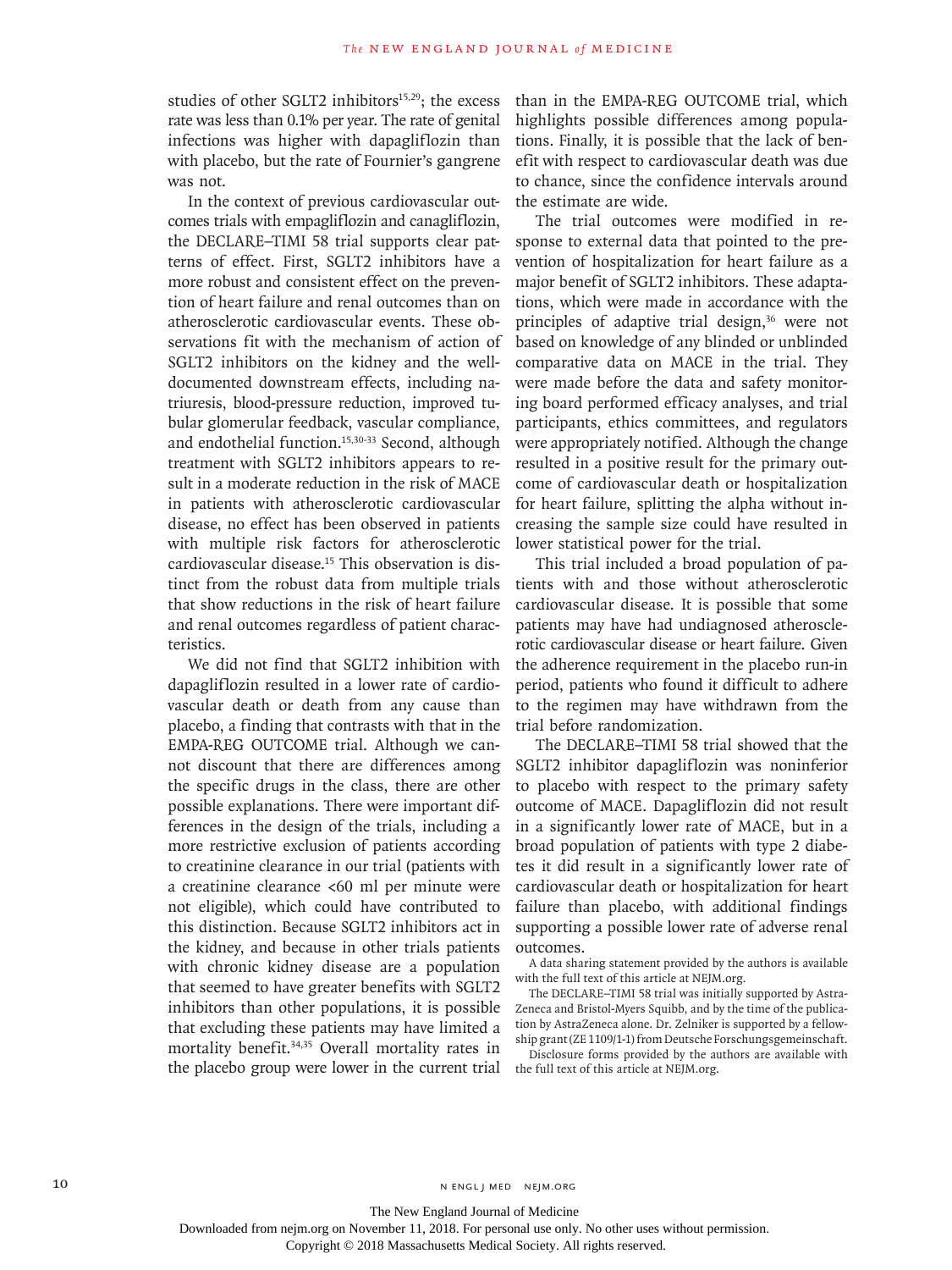studies of other SGLT2 inhibitors[15,29]; the excess rate was less than 0.1% per year. The rate of genital infections was higher with dapagliflozin than with placebo, but the rate of Fournier's gangrene was not.

In the context of previous cardiovascular outcomes trials with empagliflozin and canagliflozin, the DECLARE–TIMI 58 trial supports clear patterns of effect. First, SGLT2 inhibitors have a more robust and consistent effect on the prevention of heart failure and renal outcomes than on atherosclerotic cardiovascular events. These observations fit with the mechanism of action of SGLT2 inhibitors on the kidney and the well-documented downstream effects, including natriuresis, blood-pressure reduction, improved tubular glomerular feedback, vascular compliance, and endothelial function.[15,30-33] Second, although treatment with SGLT2 inhibitors appears to result in a moderate reduction in the risk of MACE in patients with atherosclerotic cardiovascular disease, no effect has been observed in patients with multiple risk factors for atherosclerotic cardiovascular disease.[15] This observation is distinct from the robust data from multiple trials that show reductions in the risk of heart failure and renal outcomes regardless of patient characteristics.

We did not find that SGLT2 inhibition with dapagliflozin resulted in a lower rate of cardiovascular death or death from any cause than placebo, a finding that contrasts with that in the EMPA-REG OUTCOME trial. Although we cannot discount that there are differences among the specific drugs in the class, there are other possible explanations. There were important differences in the design of the trials, including a more restrictive exclusion of patients according to creatinine clearance in our trial (patients with a creatinine clearance <60 ml per minute were not eligible), which could have contributed to this distinction. Because SGLT2 inhibitors act in the kidney, and because in other trials patients with chronic kidney disease are a population that seemed to have greater benefits with SGLT2 inhibitors than other populations, it is possible that excluding these patients may have limited a mortality benefit.[34,35] Overall mortality rates in the placebo group were lower in the current trial than in the EMPA-REG OUTCOME trial, which highlights possible differences among populations. Finally, it is possible that the lack of benefit with respect to cardiovascular death was due to chance, since the confidence intervals around the estimate are wide.

The trial outcomes were modified in response to external data that pointed to the prevention of hospitalization for heart failure as a major benefit of SGLT2 inhibitors. These adaptations, which were made in accordance with the principles of adaptive trial design,[36] were not based on knowledge of any blinded or unblinded comparative data on MACE in the trial. They were made before the data and safety monitoring board performed efficacy analyses, and trial participants, ethics committees, and regulators were appropriately notified. Although the change resulted in a positive result for the primary outcome of cardiovascular death or hospitalization for heart failure, splitting the alpha without increasing the sample size could have resulted in lower statistical power for the trial.

This trial included a broad population of patients with and those without atherosclerotic cardiovascular disease. It is possible that some patients may have had undiagnosed atherosclerotic cardiovascular disease or heart failure. Given the adherence requirement in the placebo run-in period, patients who found it difficult to adhere to the regimen may have withdrawn from the trial before randomization.

The DECLARE–TIMI 58 trial showed that the SGLT2 inhibitor dapagliflozin was noninferior to placebo with respect to the primary safety outcome of MACE. Dapagliflozin did not result in a significantly lower rate of MACE, but in a broad population of patients with type 2 diabetes it did result in a significantly lower rate of cardiovascular death or hospitalization for heart failure than placebo, with additional findings supporting a possible lower rate of adverse renal outcomes.

A data sharing statement provided by the authors is available with the full text of this article at NEJM.org.

The DECLARE–TIMI 58 trial was initially supported by AstraZeneca and Bristol-Myers Squibb, and by the time of the publication by AstraZeneca alone. Dr. Zelniker is supported by a fellowship grant (ZE 1109/1-1) from Deutsche Forschungsgemeinschaft.

Disclosure forms provided by the authors are available with the full text of this article at NEJM.org.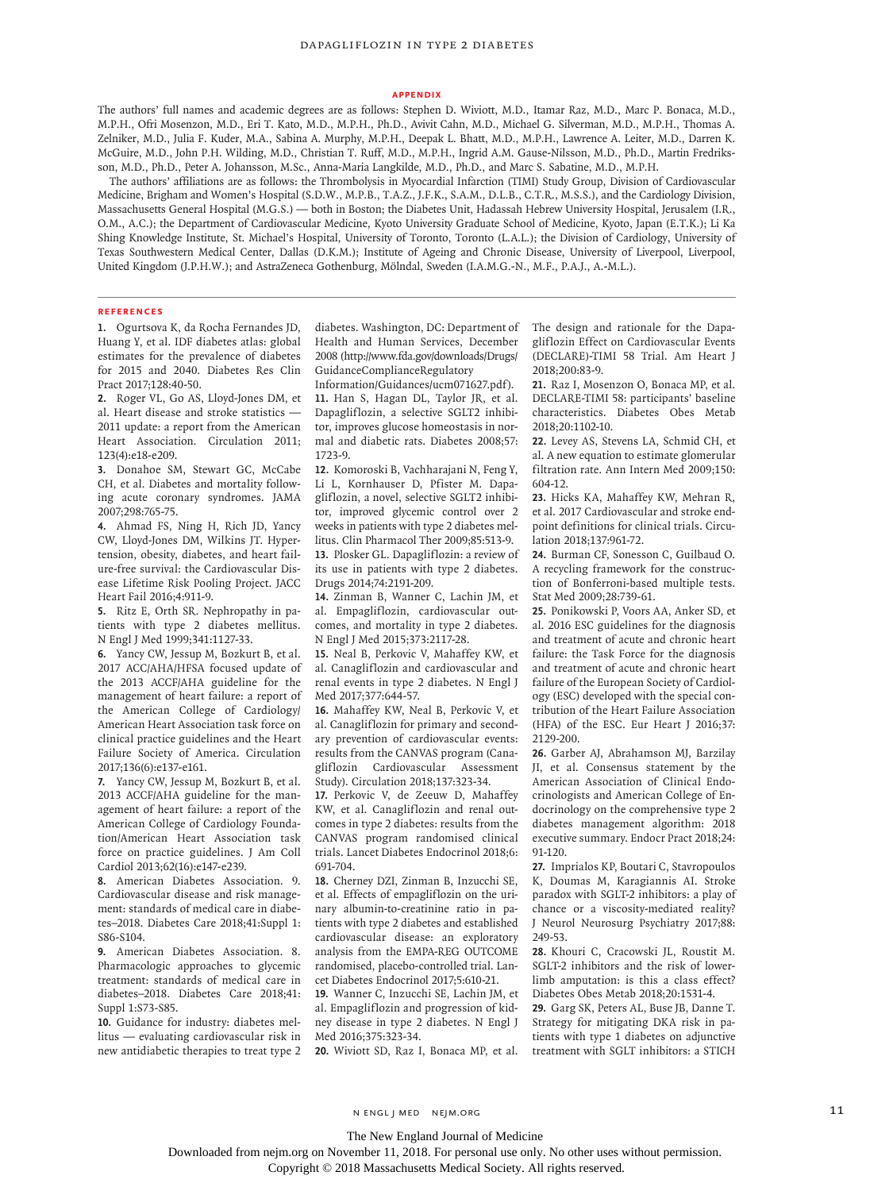## APPENDIX

The authors' full names and academic degrees are as follows: Stephen D. Wiviott, M.D., Itamar Raz, M.D., Marc P. Bonaca, M.D., M.P.H., Ofri Mosenzon, M.D., Eri T. Kato, M.D., M.P.H., Ph.D., Avivit Cahn, M.D., Michael G. Silverman, M.D., M.P.H., Thomas A. Zelniker, M.D., Julia F. Kuder, M.A., Sabina A. Murphy, M.P.H., Deepak L. Bhatt, M.D., M.P.H., Lawrence A. Leiter, M.D., Darren K. McGuire, M.D., John P.H. Wilding, M.D., Christian T. Ruff, M.D., M.P.H., Ingrid A.M. Gause-Nilsson, M.D., Ph.D., Martin Fredriksson, M.D., Ph.D., Peter A. Johansson, M.Sc., Anna-Maria Langkilde, M.D., Ph.D., and Marc S. Sabatine, M.D., M.P.H.

The authors' affiliations are as follows: the Thrombolysis in Myocardial Infarction (TIMI) Study Group, Division of Cardiovascular Medicine, Brigham and Women's Hospital (S.D.W., M.P.B., T.A.Z., J.F.K., S.A.M., D.L.B., C.T.R., M.S.S.), and the Cardiology Division, Massachusetts General Hospital (M.G.S.) — both in Boston; the Diabetes Unit, Hadassah Hebrew University Hospital, Jerusalem (I.R., O.M., A.C.); the Department of Cardiovascular Medicine, Kyoto University Graduate School of Medicine, Kyoto, Japan (E.T.K.); Li Ka Shing Knowledge Institute, St. Michael's Hospital, University of Toronto, Toronto (L.A.L.); the Division of Cardiology, University of Texas Southwestern Medical Center, Dallas (D.K.M.); Institute of Ageing and Chronic Disease, University of Liverpool, Liverpool, United Kingdom (J.P.H.W.); and AstraZeneca Gothenburg, Mölndal, Sweden (I.A.M.G.-N., M.F., P.A.J., A.-M.L.).

## REFERENCES

1. Ogurtsova K, da Rocha Fernandes JD, Huang Y, et al. IDF diabetes atlas: global estimates for the prevalence of diabetes for 2015 and 2040. Diabetes Res Clin Pract 2017;128:40-50.
2. Roger VL, Go AS, Lloyd-Jones DM, et al. Heart disease and stroke statistics — 2011 update: a report from the American Heart Association. Circulation 2011; 123(4):e18-e209.
3. Donahoe SM, Stewart GC, McCabe CH, et al. Diabetes and mortality following acute coronary syndromes. JAMA 2007;298:765-75.
4. Ahmad FS, Ning H, Rich JD, Yancy CW, Lloyd-Jones DM, Wilkins JT. Hypertension, obesity, diabetes, and heart failure-free survival: the Cardiovascular Disease Lifetime Risk Pooling Project. JACC Heart Fail 2016;4:911-9.
5. Ritz E, Orth SR. Nephropathy in patients with type 2 diabetes mellitus. N Engl J Med 1999;341:1127-33.
6. Yancy CW, Jessup M, Bozkurt B, et al. 2017 ACC/AHA/HFSA focused update of the 2013 ACCF/AHA guideline for the management of heart failure: a report of the American College of Cardiology/ American Heart Association task force on clinical practice guidelines and the Heart Failure Society of America. Circulation 2017;136(6):e137-e161.
7. Yancy CW, Jessup M, Bozkurt B, et al. 2013 ACCF/AHA guideline for the management of heart failure: a report of the American College of Cardiology Foundation/American Heart Association task force on practice guidelines. J Am Coll Cardiol 2013;62(16):e147-e239.
8. American Diabetes Association. 9. Cardiovascular disease and risk management: standards of medical care in diabetes–2018. Diabetes Care 2018;41:Suppl 1: S86-S104.
9. American Diabetes Association. 8. Pharmacologic approaches to glycemic treatment: standards of medical care in diabetes–2018. Diabetes Care 2018;41: Suppl 1:S73-S85.
10. Guidance for industry: diabetes mellitus — evaluating cardiovascular risk in new antidiabetic therapies to treat type 2 diabetes. Washington, DC: Department of Health and Human Services, December 2008 (http://www.fda.gov/downloads/Drugs/GuidanceComplianceRegulatory Information/Guidances/ucm071627.pdf).
11. Han S, Hagan DL, Taylor JR, et al. Dapagliflozin, a selective SGLT2 inhibitor, improves glucose homeostasis in normal and diabetic rats. Diabetes 2008;57: 1723-9.
12. Komoroski B, Vachharajani N, Feng Y, Li L, Kornhauser D, Pfister M. Dapagliflozin, a novel, selective SGLT2 inhibitor, improved glycemic control over 2 weeks in patients with type 2 diabetes mellitus. Clin Pharmacol Ther 2009;85:513-9.
13. Plosker GL. Dapagliflozin: a review of its use in patients with type 2 diabetes. Drugs 2014;74:2191-209.
14. Zinman B, Wanner C, Lachin JM, et al. Empagliflozin, cardiovascular outcomes, and mortality in type 2 diabetes. N Engl J Med 2015;373:2117-28.
15. Neal B, Perkovic V, Mahaffey KW, et al. Canagliflozin and cardiovascular and renal events in type 2 diabetes. N Engl J Med 2017;377:644-57.
16. Mahaffey KW, Neal B, Perkovic V, et al. Canagliflozin for primary and secondary prevention of cardiovascular events: results from the CANVAS program (Canagliflozin Cardiovascular Assessment Study). Circulation 2018;137:323-34.
17. Perkovic V, de Zeeuw D, Mahaffey KW, et al. Canagliflozin and renal outcomes in type 2 diabetes: results from the CANVAS program randomised clinical trials. Lancet Diabetes Endocrinol 2018;6: 691-704.
18. Cherney DZI, Zinman B, Inzucchi SE, et al. Effects of empagliflozin on the urinary albumin-to-creatinine ratio in patients with type 2 diabetes and established cardiovascular disease: an exploratory analysis from the EMPA-REG OUTCOME randomised, placebo-controlled trial. Lancet Diabetes Endocrinol 2017;5:610-21.
19. Wanner C, Inzucchi SE, Lachin JM, et al. Empagliflozin and progression of kidney disease in type 2 diabetes. N Engl J Med 2016;375:323-34.
20. Wiviott SD, Raz I, Bonaca MP, et al. The design and rationale for the Dapagliflozin Effect on Cardiovascular Events (DECLARE)-TIMI 58 Trial. Am Heart J 2018;200:83-9.
21. Raz I, Mosenzon O, Bonaca MP, et al. DECLARE-TIMI 58: participants' baseline characteristics. Diabetes Obes Metab 2018;20:1102-10.
22. Levey AS, Stevens LA, Schmid CH, et al. A new equation to estimate glomerular filtration rate. Ann Intern Med 2009;150: 604-12.
23. Hicks KA, Mahaffey KW, Mehran R, et al. 2017 Cardiovascular and stroke endpoint definitions for clinical trials. Circulation 2018;137:961-72.
24. Burman CF, Sonesson C, Guilbaud O. A recycling framework for the construction of Bonferroni-based multiple tests. Stat Med 2009;28:739-61.
25. Ponikowski P, Voors AA, Anker SD, et al. 2016 ESC guidelines for the diagnosis and treatment of acute and chronic heart failure: the Task Force for the diagnosis and treatment of acute and chronic heart failure of the European Society of Cardiology (ESC) developed with the special contribution of the Heart Failure Association (HFA) of the ESC. Eur Heart J 2016;37: 2129-200.
26. Garber AJ, Abrahamson MJ, Barzilay JI, et al. Consensus statement by the American Association of Clinical Endocrinologists and American College of Endocrinology on the comprehensive type 2 diabetes management algorithm: 2018 executive summary. Endocr Pract 2018;24: 91-120.
27. Imprialos KP, Boutari C, Stavropoulos K, Doumas M, Karagiannis AI. Stroke paradox with SGLT-2 inhibitors: a play of chance or a viscosity-mediated reality? J Neurol Neurosurg Psychiatry 2017;88: 249-53.
28. Khouri C, Cracowski JL, Roustit M. SGLT-2 inhibitors and the risk of lower-limb amputation: is this a class effect? Diabetes Obes Metab 2018;20:1531-4.
29. Garg SK, Peters AL, Buse JB, Danne T. Strategy for mitigating DKA risk in patients with type 1 diabetes on adjunctive treatment with SGLT inhibitors: a STICH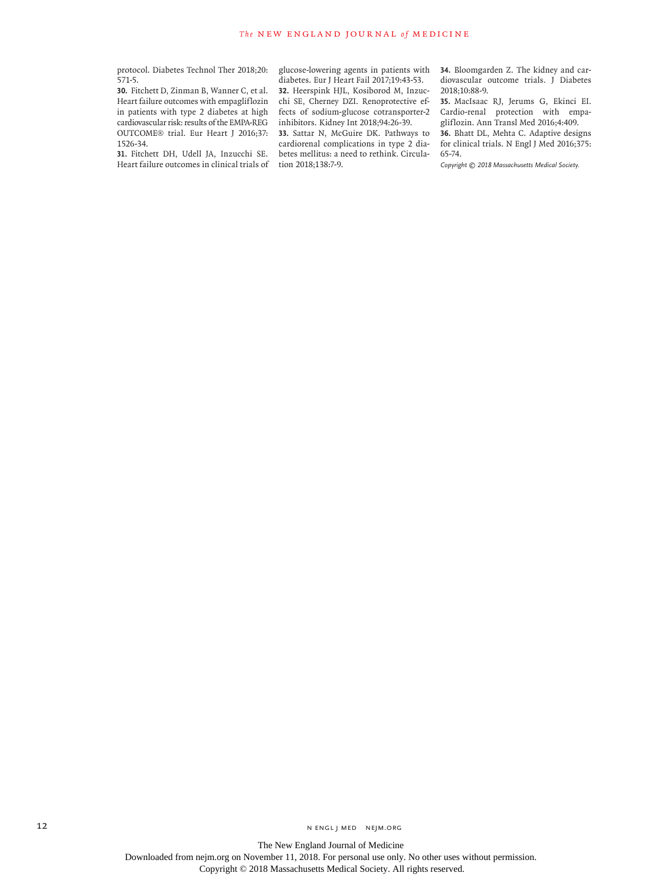protocol. Diabetes Technol Ther 2018;20:571-5.

**30.** Fitchett D, Zinman B, Wanner C, et al. Heart failure outcomes with empagliflozin in patients with type 2 diabetes at high cardiovascular risk: results of the EMPA-REG OUTCOME® trial. Eur Heart J 2016;37:1526-34.

**31.** Fitchett DH, Udell JA, Inzucchi SE. Heart failure outcomes in clinical trials of glucose-lowering agents in patients with diabetes. Eur J Heart Fail 2017;19:43-53.

**32.** Heerspink HJL, Kosiborod M, Inzucchi SE, Cherney DZI. Renoprotective effects of sodium-glucose cotransporter-2 inhibitors. Kidney Int 2018;94:26-39.

**33.** Sattar N, McGuire DK. Pathways to cardiorenal complications in type 2 diabetes mellitus: a need to rethink. Circulation 2018;138:7-9.

**34.** Bloomgarden Z. The kidney and cardiovascular outcome trials. J Diabetes 2018;10:88-9.

**35.** MacIsaac RJ, Jerums G, Ekinci EI. Cardio-renal protection with empagliflozin. Ann Transl Med 2016;4:409.

**36.** Bhatt DL, Mehta C. Adaptive designs for clinical trials. N Engl J Med 2016;375:65-74.

*Copyright © 2018 Massachusetts Medical Society.*